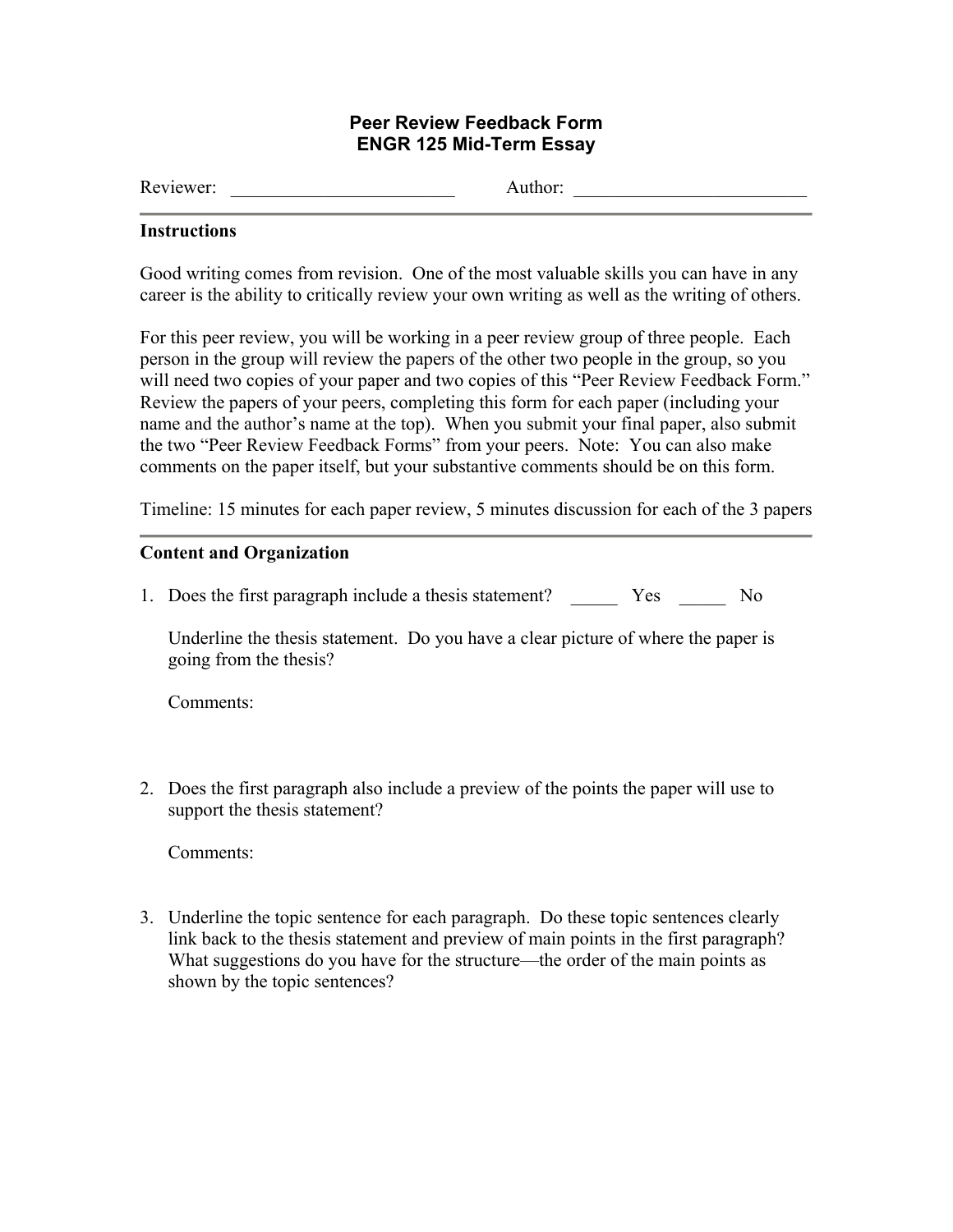# Peer Review Feedback Form
## ENGR 125 Mid-Term Essay

Reviewer: ________________________ Author: _________________________

---

**Instructions**

Good writing comes from revision. One of the most valuable skills you can have in any career is the ability to critically review your own writing as well as the writing of others.

For this peer review, you will be working in a peer review group of three people. Each person in the group will review the papers of the other two people in the group, so you will need two copies of your paper and two copies of this "Peer Review Feedback Form." Review the papers of your peers, completing this form for each paper (including your name and the author's name at the top). When you submit your final paper, also submit the two "Peer Review Feedback Forms" from your peers. Note: You can also make comments on the paper itself, but your substantive comments should be on this form.

Timeline: 15 minutes for each paper review, 5 minutes discussion for each of the 3 papers

---

**Content and Organization**

1. Does the first paragraph include a thesis statement? _____ Yes _____ No

   Underline the thesis statement. Do you have a clear picture of where the paper is going from the thesis?

   Comments:

2. Does the first paragraph also include a preview of the points the paper will use to support the thesis statement?

   Comments:

3. Underline the topic sentence for each paragraph. Do these topic sentences clearly link back to the thesis statement and preview of main points in the first paragraph? What suggestions do you have for the structure—the order of the main points as shown by the topic sentences?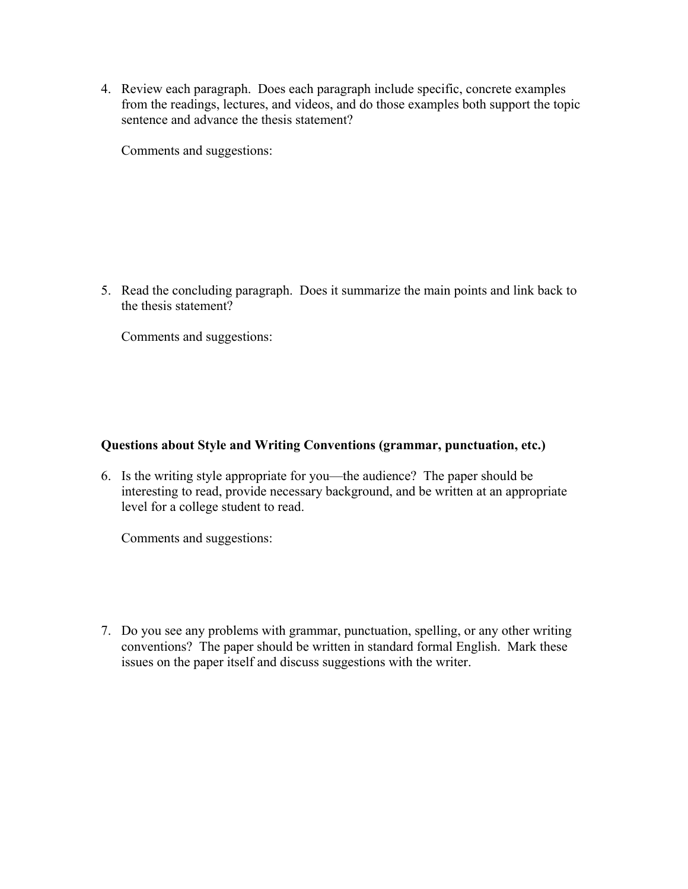4. Review each paragraph. Does each paragraph include specific, concrete examples from the readings, lectures, and videos, and do those examples both support the topic sentence and advance the thesis statement?

   Comments and suggestions:

5. Read the concluding paragraph. Does it summarize the main points and link back to the thesis statement?

   Comments and suggestions:

**Questions about Style and Writing Conventions (grammar, punctuation, etc.)**

6. Is the writing style appropriate for you—the audience? The paper should be interesting to read, provide necessary background, and be written at an appropriate level for a college student to read.

   Comments and suggestions:

7. Do you see any problems with grammar, punctuation, spelling, or any other writing conventions? The paper should be written in standard formal English. Mark these issues on the paper itself and discuss suggestions with the writer.